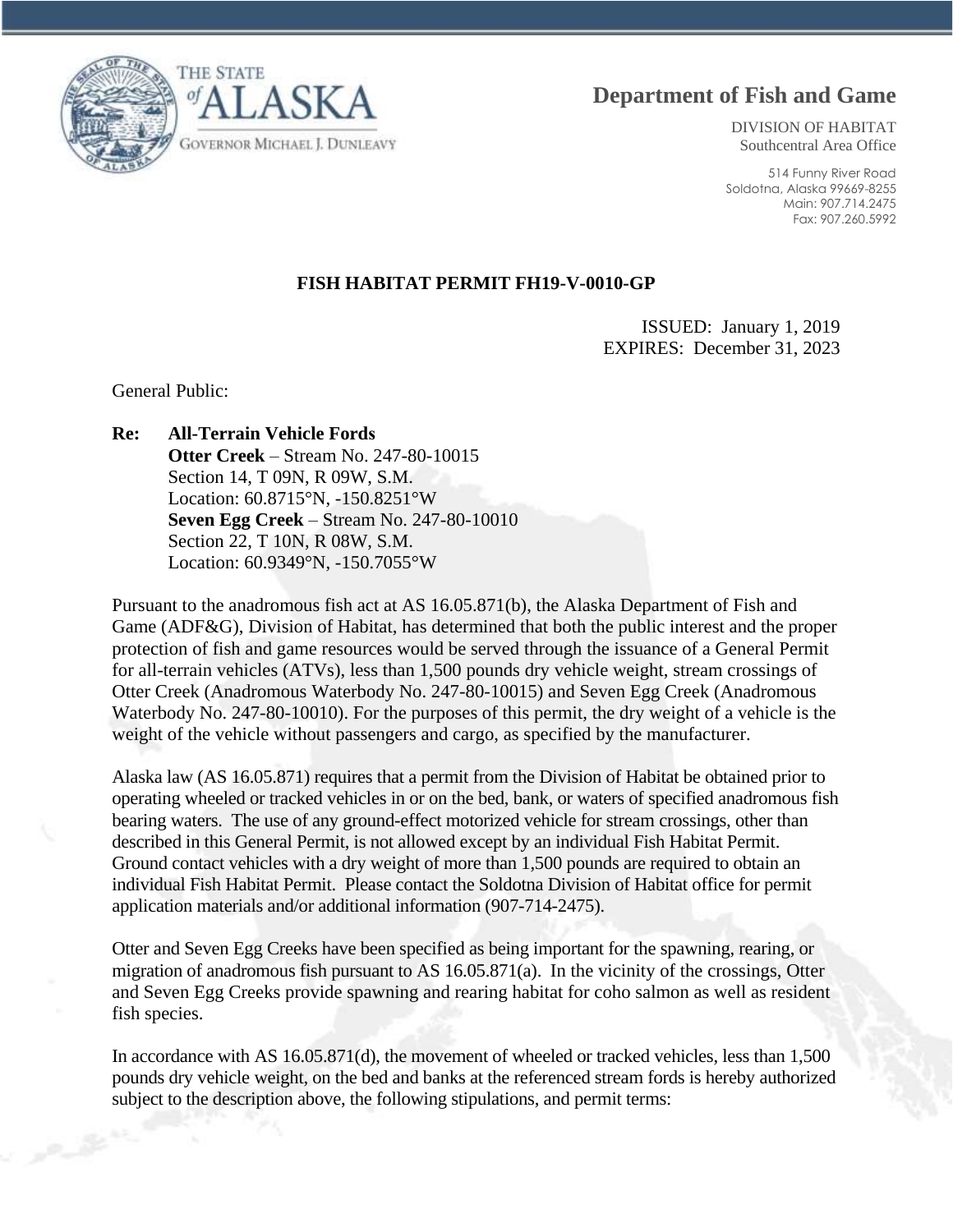THE STATE of ALASKA

GOVERNOR MICHAEL J. DUNLEAVY

# Department of Fish and Game

DIVISION OF HABITAT
Southcentral Area Office

514 Funny River Road
Soldotna, Alaska 99669-8255
Main: 907.714.2475
Fax: 907.260.5992

## FISH HABITAT PERMIT FH19-V-0010-GP

ISSUED: January 1, 2019
EXPIRES: December 31, 2023

General Public:

**Re: All-Terrain Vehicle Fords**
**Otter Creek** – Stream No. 247-80-10015
Section 14, T 09N, R 09W, S.M.
Location: 60.8715°N, -150.8251°W
**Seven Egg Creek** – Stream No. 247-80-10010
Section 22, T 10N, R 08W, S.M.
Location: 60.9349°N, -150.7055°W

Pursuant to the anadromous fish act at AS 16.05.871(b), the Alaska Department of Fish and Game (ADF&G), Division of Habitat, has determined that both the public interest and the proper protection of fish and game resources would be served through the issuance of a General Permit for all-terrain vehicles (ATVs), less than 1,500 pounds dry vehicle weight, stream crossings of Otter Creek (Anadromous Waterbody No. 247-80-10015) and Seven Egg Creek (Anadromous Waterbody No. 247-80-10010). For the purposes of this permit, the dry weight of a vehicle is the weight of the vehicle without passengers and cargo, as specified by the manufacturer.

Alaska law (AS 16.05.871) requires that a permit from the Division of Habitat be obtained prior to operating wheeled or tracked vehicles in or on the bed, bank, or waters of specified anadromous fish bearing waters. The use of any ground-effect motorized vehicle for stream crossings, other than described in this General Permit, is not allowed except by an individual Fish Habitat Permit. Ground contact vehicles with a dry weight of more than 1,500 pounds are required to obtain an individual Fish Habitat Permit. Please contact the Soldotna Division of Habitat office for permit application materials and/or additional information (907-714-2475).

Otter and Seven Egg Creeks have been specified as being important for the spawning, rearing, or migration of anadromous fish pursuant to AS 16.05.871(a). In the vicinity of the crossings, Otter and Seven Egg Creeks provide spawning and rearing habitat for coho salmon as well as resident fish species.

In accordance with AS 16.05.871(d), the movement of wheeled or tracked vehicles, less than 1,500 pounds dry vehicle weight, on the bed and banks at the referenced stream fords is hereby authorized subject to the description above, the following stipulations, and permit terms: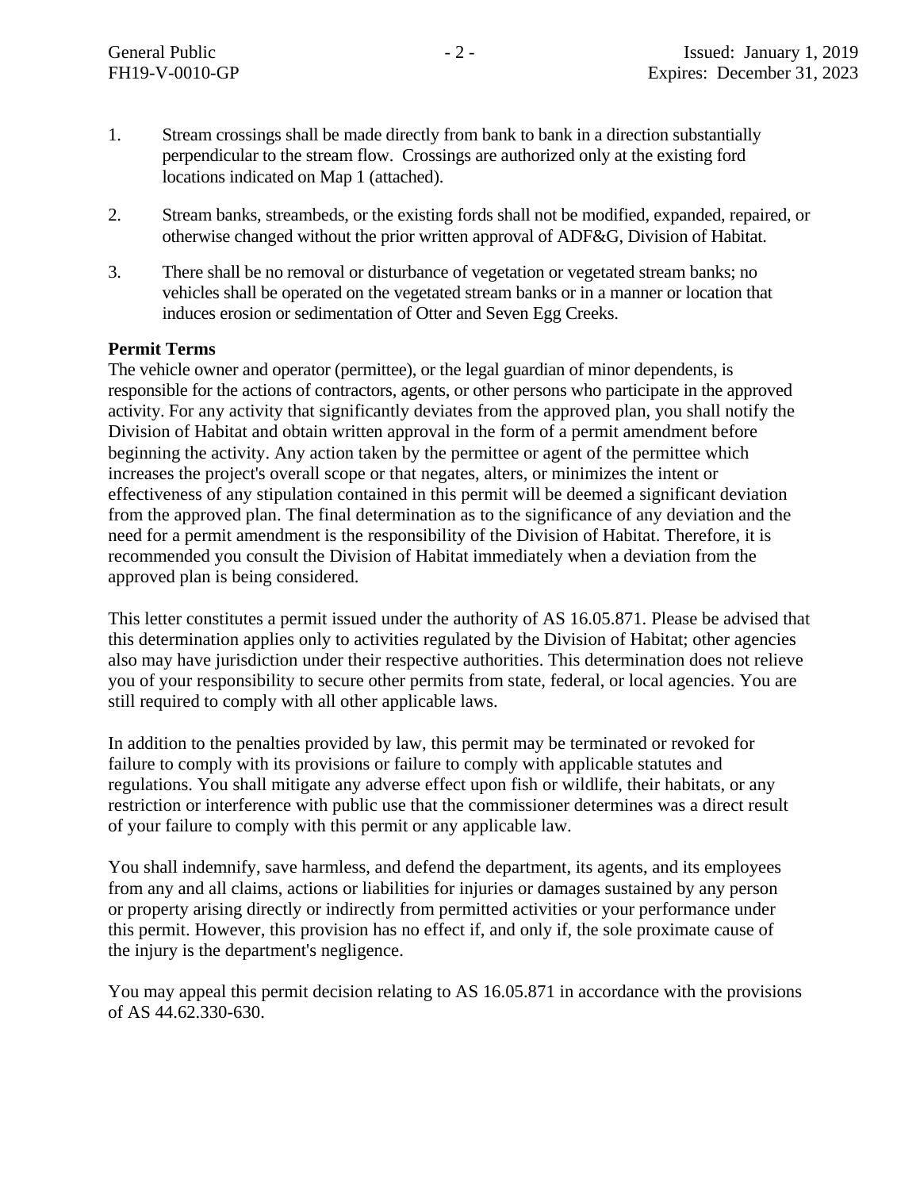1. Stream crossings shall be made directly from bank to bank in a direction substantially perpendicular to the stream flow. Crossings are authorized only at the existing ford locations indicated on Map 1 (attached).

2. Stream banks, streambeds, or the existing fords shall not be modified, expanded, repaired, or otherwise changed without the prior written approval of ADF&G, Division of Habitat.

3. There shall be no removal or disturbance of vegetation or vegetated stream banks; no vehicles shall be operated on the vegetated stream banks or in a manner or location that induces erosion or sedimentation of Otter and Seven Egg Creeks.

**Permit Terms**

The vehicle owner and operator (permittee), or the legal guardian of minor dependents, is responsible for the actions of contractors, agents, or other persons who participate in the approved activity. For any activity that significantly deviates from the approved plan, you shall notify the Division of Habitat and obtain written approval in the form of a permit amendment before beginning the activity. Any action taken by the permittee or agent of the permittee which increases the project's overall scope or that negates, alters, or minimizes the intent or effectiveness of any stipulation contained in this permit will be deemed a significant deviation from the approved plan. The final determination as to the significance of any deviation and the need for a permit amendment is the responsibility of the Division of Habitat. Therefore, it is recommended you consult the Division of Habitat immediately when a deviation from the approved plan is being considered.

This letter constitutes a permit issued under the authority of AS 16.05.871. Please be advised that this determination applies only to activities regulated by the Division of Habitat; other agencies also may have jurisdiction under their respective authorities. This determination does not relieve you of your responsibility to secure other permits from state, federal, or local agencies. You are still required to comply with all other applicable laws.

In addition to the penalties provided by law, this permit may be terminated or revoked for failure to comply with its provisions or failure to comply with applicable statutes and regulations. You shall mitigate any adverse effect upon fish or wildlife, their habitats, or any restriction or interference with public use that the commissioner determines was a direct result of your failure to comply with this permit or any applicable law.

You shall indemnify, save harmless, and defend the department, its agents, and its employees from any and all claims, actions or liabilities for injuries or damages sustained by any person or property arising directly or indirectly from permitted activities or your performance under this permit. However, this provision has no effect if, and only if, the sole proximate cause of the injury is the department's negligence.

You may appeal this permit decision relating to AS 16.05.871 in accordance with the provisions of AS 44.62.330-630.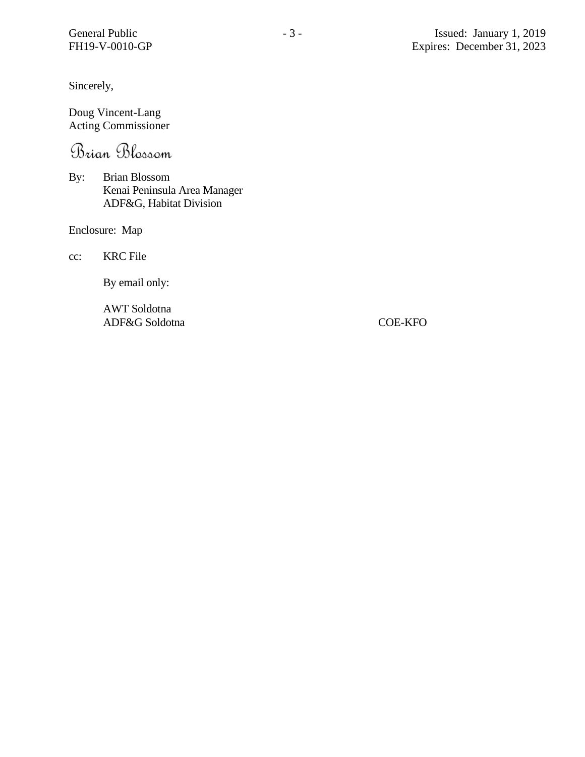Sincerely,

Doug Vincent-Lang
Acting Commissioner

Brian Blossom

By: Brian Blossom
Kenai Peninsula Area Manager
ADF&G, Habitat Division

Enclosure: Map

cc: KRC File

By email only:

AWT Soldotna
ADF&G Soldotna
COE-KFO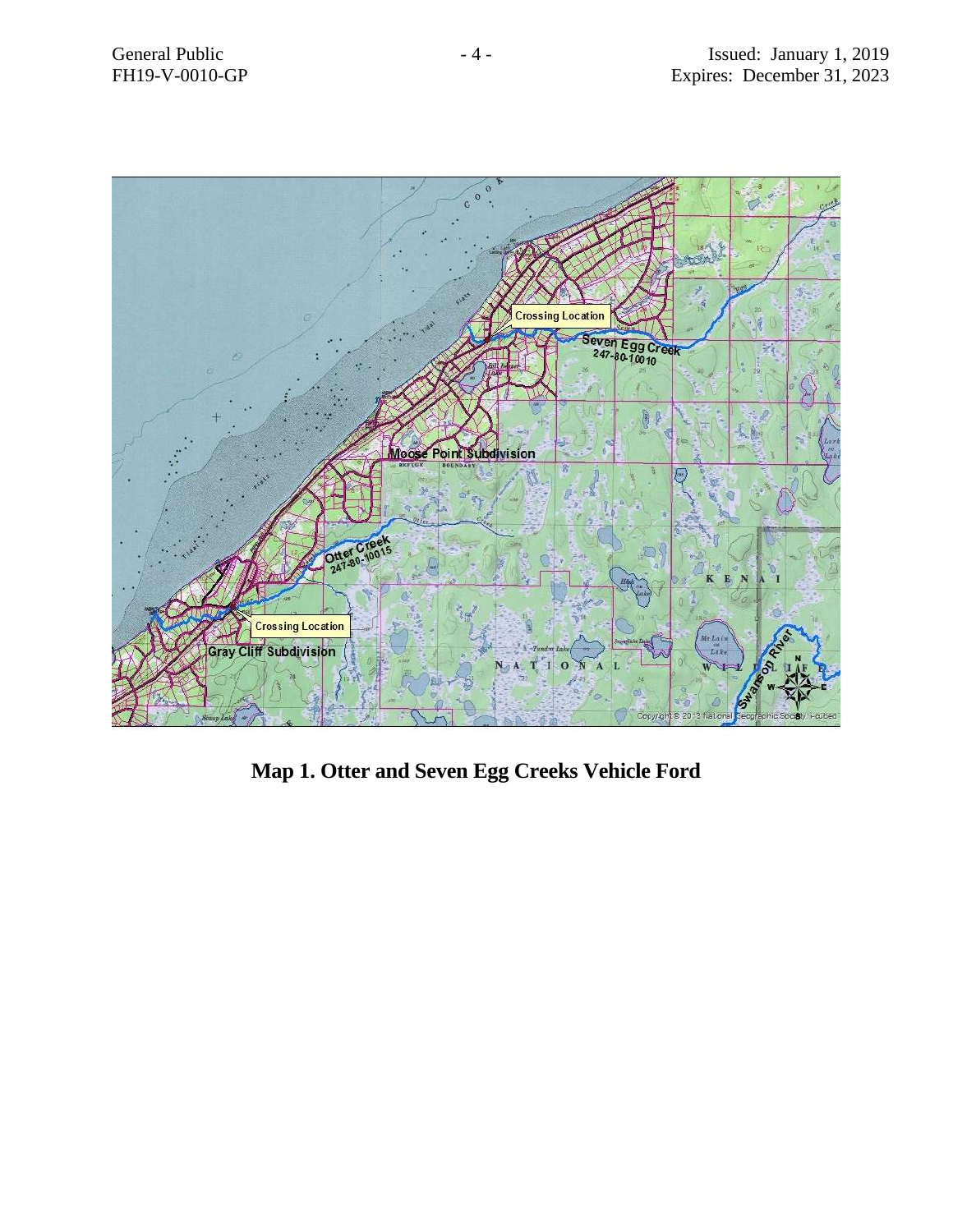Crossing Location

Seven Egg Creek
247-80-10010

Moose Point Subdivision

Otter Creek
247-80-10015

Crossing Location

Gray Cliff Subdivision

Swanson River

Copyright © 2013 National Geographic Society, i-cubed

**Map 1. Otter and Seven Egg Creeks Vehicle Ford**